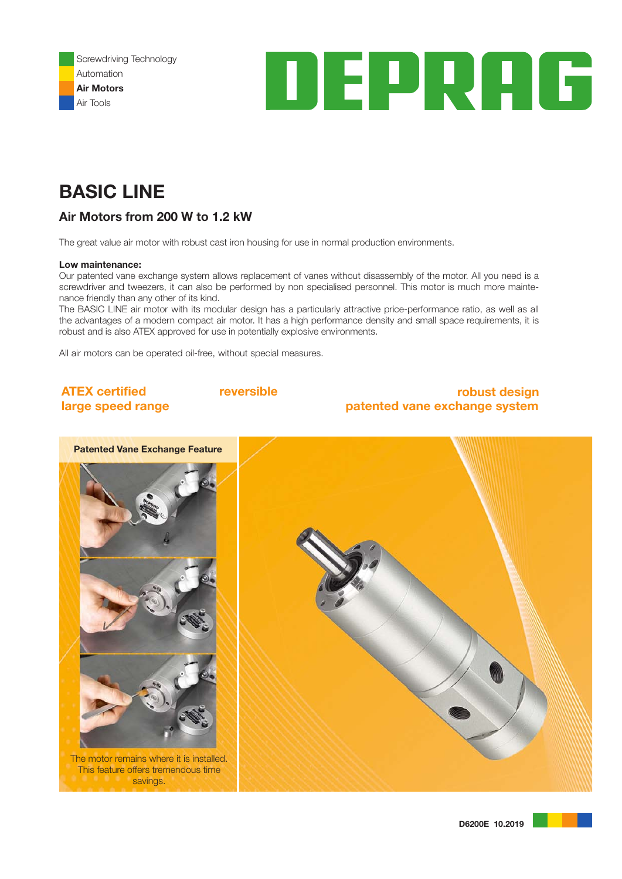Screwdriving Technology
Automation
**Air Motors**
Air Tools

DEPRAG

# BASIC LINE

## Air Motors from 200 W to 1.2 kW

The great value air motor with robust cast iron housing for use in normal production environments.

**Low maintenance:**
Our patented vane exchange system allows replacement of vanes without disassembly of the motor. All you need is a screwdriver and tweezers, it can also be performed by non specialised personnel. This motor is much more maintenance friendly than any other of its kind.
The BASIC LINE air motor with its modular design has a particularly attractive price-performance ratio, as well as all the advantages of a modern compact air motor. It has a high performance density and small space requirements, it is robust and is also ATEX approved for use in potentially explosive environments.

All air motors can be operated oil-free, without special measures.

**ATEX certified**
**large speed range**
**reversible**
**robust design**
**patented vane exchange system**

**Patented Vane Exchange Feature**

The motor remains where it is installed. This feature offers tremendous time savings.

D6200E 10.2019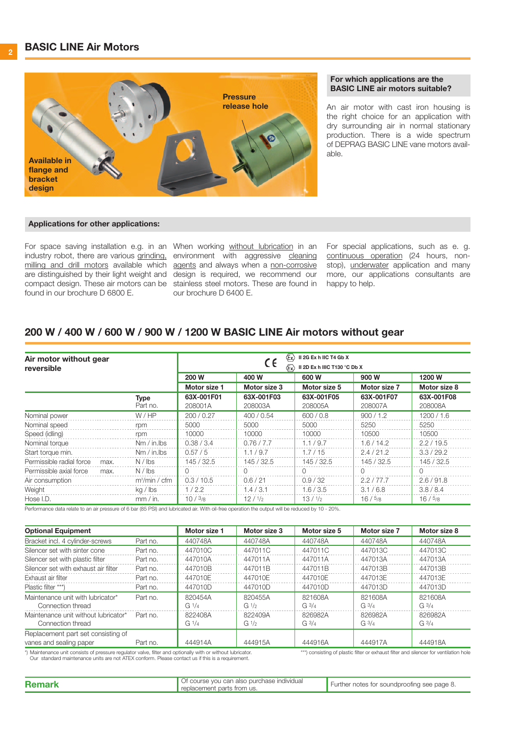## BASIC LINE Air Motors

Pressure release hole

Available in flange and bracket design

### For which applications are the BASIC LINE air motors suitable?

An air motor with cast iron housing is the right choice for an application with dry surrounding air in normal stationary production. There is a wide spectrum of DEPRAG BASIC LINE vane motors available.

### Applications for other applications:

For space saving installation e.g. in an industry robot, there are various grinding, milling and drill motors available which are distinguished by their light weight and compact design. These air motors can be found in our brochure D 6800 E.

When working without lubrication in an environment with aggressive cleaning agents and always when a non-corrosive design is required, we recommend our stainless steel motors. These are found in our brochure D 6400 E.

For special applications, such as e. g. continuous operation (24 hours, non-stop), underwater application and many more, our applications consultants are happy to help.

## 200 W / 400 W / 600 W / 900 W / 1200 W BASIC LINE Air motors without gear

| Air motor without gear reversible | | CE Ex II 2G Ex h IIC T4 Gb X / Ex II 2D Ex h IIIC T130 °C Db X | | | | |
|---|---|---|---|---|---|---|
| | | **200 W** | **400 W** | **600 W** | **900 W** | **1200 W** |
| | | **Motor size 1** | **Motor size 3** | **Motor size 5** | **Motor size 7** | **Motor size 8** |
| | **Type** | **63X-001F01** | **63X-001F03** | **63X-001F05** | **63X-001F07** | **63X-001F08** |
| | Part no. | 208001A | 208003A | 208005A | 208007A | 208008A |
| Nominal power | W / HP | 200 / 0.27 | 400 / 0.54 | 600 / 0.8 | 900 / 1.2 | 1200 / 1.6 |
| Nominal speed | rpm | 5000 | 5000 | 5000 | 5250 | 5250 |
| Speed (idling) | rpm | 10000 | 10000 | 10000 | 10500 | 10500 |
| Nominal torque | Nm / in.lbs | 0.38 / 3.4 | 0.76 / 7.7 | 1.1 / 9.7 | 1.6 / 14.2 | 2.2 / 19.5 |
| Start torque min. | Nm / in.lbs | 0.57 / 5 | 1.1 / 9.7 | 1.7 / 15 | 2.4 / 21.2 | 3.3 / 29.2 |
| Permissible radial force max. | N / lbs | 145 / 32.5 | 145 / 32.5 | 145 / 32.5 | 145 / 32.5 | 145 / 32.5 |
| Permissible axial force max. | N / lbs | 0 | 0 | 0 | 0 | 0 |
| Air consumption | m³/min / cfm | 0.3 / 10.5 | 0.6 / 21 | 0.9 / 32 | 2.2 / 77.7 | 2.6 / 91.8 |
| Weight | kg / lbs | 1 / 2.2 | 1.4 / 3.1 | 1.6 / 3.5 | 3.1 / 6.8 | 3.8 / 8.4 |
| Hose I.D. | mm / in. | 10 / 3/8 | 12 / 1/2 | 13 / 1/2 | 16 / 5/8 | 16 / 5/8 |

Performance data relate to an air pressure of 6 bar (85 PSI) and lubricated air. With oil-free operation the output will be reduced by 10 - 20%.

| Optional Equipment | | Motor size 1 | Motor size 3 | Motor size 5 | Motor size 7 | Motor size 8 |
|---|---|---|---|---|---|---|
| Bracket incl. 4 cylinder-screws | Part no. | 440748A | 440748A | 440748A | 440748A | 440748A |
| Silencer set with sinter cone | Part no. | 447010C | 447011C | 447011C | 447013C | 447013C |
| Silencer set with plastic filter | Part no. | 447010A | 447011A | 447011A | 447013A | 447013A |
| Silencer set with exhaust air filter | Part no. | 447010B | 447011B | 447011B | 447013B | 447013B |
| Exhaust air filter | Part no. | 447010E | 447010E | 447010E | 447013E | 447013E |
| Plastic filter ***) | Part no. | 447010D | 447010D | 447010D | 447013D | 447013D |
| Maintenance unit with lubricator* | Part no. | 820454A | 820455A | 821608A | 821608A | 821608A |
| Connection thread | | G 1/4 | G 1/2 | G 3/4 | G 3/4 | G 3/4 |
| Maintenance unit without lubricator* | Part no. | 822408A | 822409A | 826982A | 826982A | 826982A |
| Connection thread | | G 1/4 | G 1/2 | G 3/4 | G 3/4 | G 3/4 |
| Replacement part set consisting of vanes and sealing paper | Part no. | 444914A | 444915A | 444916A | 444917A | 444918A |

*) Maintenance unit consists of pressure regulator valve, filter and optionally with or without lubricator. Our standard maintenance units are not ATEX conform. Please contact us if this is a requirement.

***) consisting of plastic filter or exhaust filter and silencer for ventilation hole

**Remark**

Of course you can also purchase individual replacement parts from us.

Further notes for soundproofing see page 8.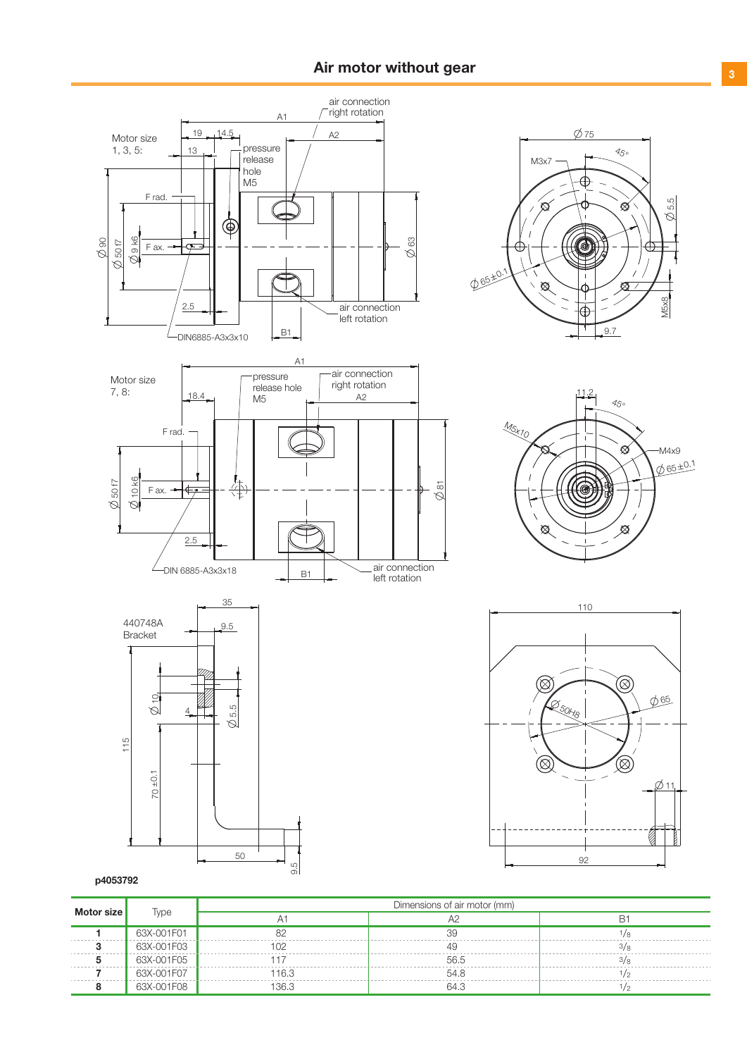# Air motor without gear

Motor size 1, 3, 5:

A1
A2
19
14.5
13
air connection right rotation
pressure release hole M5
F rad.
F ax.
Ø 90
Ø 50 f7
Ø 9 k6
Ø 63
2.5
B1
DIN6885-A3x3x10
air connection left rotation

Ø 75
M3x7
45°
Ø 5.5
Ø 65±0.1
M5x8
9.7

Motor size 7, 8:

A1
A2
18.4
pressure release hole M5
air connection right rotation
F rad.
F ax.
Ø 50 f7
Ø 10 k6
Ø 81
2.5
B1
DIN 6885-A3x3x18
air connection left rotation

11.2
45°
M5x10
M4x9
Ø 65±0.1

440748A Bracket

35
9.5
Ø 10
4
Ø 5.5
115
70 ±0.1
50
9.5

110
Ø 50H8
Ø 65
Ø 11
92

p4053792

| Motor size | Type | Dimensions of air motor (mm) | | |
|---|---|---|---|---|
| | | A1 | A2 | B1 |
| **1** | 63X-001F01 | 82 | 39 | 1/8 |
| **3** | 63X-001F03 | 102 | 49 | 3/8 |
| **5** | 63X-001F05 | 117 | 56.5 | 3/8 |
| **7** | 63X-001F07 | 116.3 | 54.8 | 1/2 |
| **8** | 63X-001F08 | 136.3 | 64.3 | 1/2 |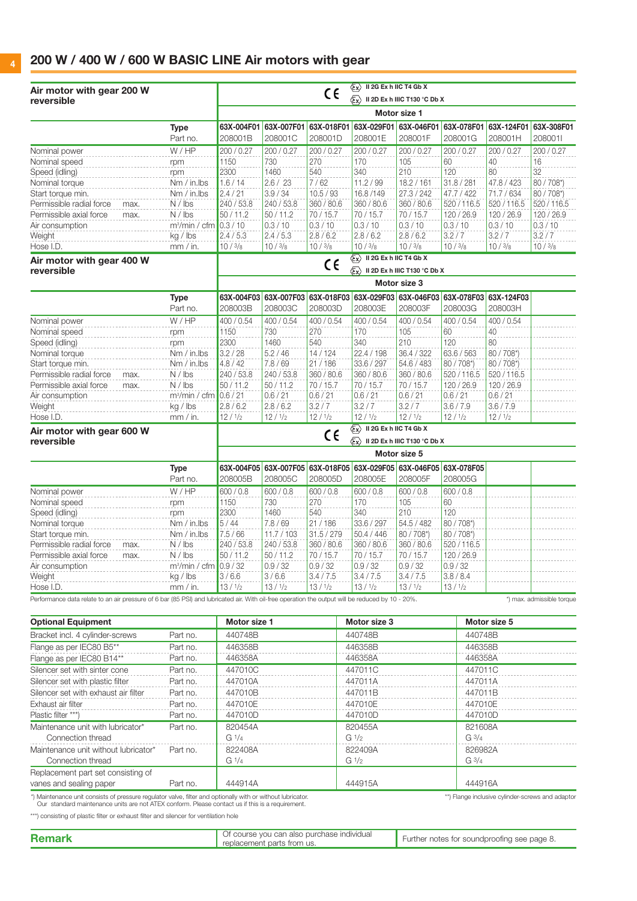## 200 W / 400 W / 600 W BASIC LINE Air motors with gear

| Air motor with gear 200 W reversible | | CE Ⓔx II 2G Ex h IIC T4 Gb X / Ⓔx II 2D Ex h IIIC T130 °C Db X | | | | | | | |
|---|---|---|---|---|---|---|---|---|---|
| | | Motor size 1 | | | | | | | |
| | Type | 63X-004F01 | 63X-007F01 | 63X-018F01 | 63X-029F01 | 63X-046F01 | 63X-078F01 | 63X-124F01 | 63X-308F01 |
| | Part no. | 208001B | 208001C | 208001D | 208001E | 208001F | 208001G | 208001H | 208001I |
| Nominal power | W / HP | 200 / 0.27 | 200 / 0.27 | 200 / 0.27 | 200 / 0.27 | 200 / 0.27 | 200 / 0.27 | 200 / 0.27 | 200 / 0.27 |
| Nominal speed | rpm | 1150 | 730 | 270 | 170 | 105 | 60 | 40 | 16 |
| Speed (idling) | rpm | 2300 | 1460 | 540 | 340 | 210 | 120 | 80 | 32 |
| Nominal torque | Nm / in.lbs | 1.6 / 14 | 2.6 / 23 | 7 / 62 | 11.2 / 99 | 18.2 / 161 | 31.8 / 281 | 47.8 / 423 | 80 / 708*) |
| Start torque min. | Nm / in.lbs | 2.4 / 21 | 3.9 / 34 | 10.5 / 93 | 16.8 /149 | 27.3 / 242 | 47.7 / 422 | 71.7 / 634 | 80 / 708*) |
| Permissible radial force max. | N / lbs | 240 / 53.8 | 240 / 53.8 | 360 / 80.6 | 360 / 80.6 | 360 / 80.6 | 520 / 116.5 | 520 / 116.5 | 520 / 116.5 |
| Permissible axial force max. | N / lbs | 50 / 11.2 | 50 / 11.2 | 70 / 15.7 | 70 / 15.7 | 70 / 15.7 | 120 / 26.9 | 120 / 26.9 | 120 / 26.9 |
| Air consumption | m³/min / cfm | 0.3 / 10 | 0.3 / 10 | 0.3 / 10 | 0.3 / 10 | 0.3 / 10 | 0.3 / 10 | 0.3 / 10 | 0.3 / 10 |
| Weight | kg / lbs | 2.4 / 5.3 | 2.4 / 5.3 | 2.8 / 6.2 | 2.8 / 6.2 | 2.8 / 6.2 | 3.2 / 7 | 3.2 / 7 | 3.2 / 7 |
| Hose I.D. | mm / in. | 10 / 3/8 | 10 / 3/8 | 10 / 3/8 | 10 / 3/8 | 10 / 3/8 | 10 / 3/8 | 10 / 3/8 | 10 / 3/8 |

| Air motor with gear 400 W reversible | | CE Ⓔx II 2G Ex h IIC T4 Gb X / Ⓔx II 2D Ex h IIIC T130 °C Db X | | | | | | |
|---|---|---|---|---|---|---|---|---|
| | | Motor size 3 | | | | | | |
| | Type | 63X-004F03 | 63X-007F03 | 63X-018F03 | 63X-029F03 | 63X-046F03 | 63X-078F03 | 63X-124F03 |
| | Part no. | 208003B | 208003C | 208003D | 208003E | 208003F | 208003G | 208003H |
| Nominal power | W / HP | 400 / 0.54 | 400 / 0.54 | 400 / 0.54 | 400 / 0.54 | 400 / 0.54 | 400 / 0.54 | 400 / 0.54 |
| Nominal speed | rpm | 1150 | 730 | 270 | 170 | 105 | 60 | 40 |
| Speed (idling) | rpm | 2300 | 1460 | 540 | 340 | 210 | 120 | 80 |
| Nominal torque | Nm / in.lbs | 3.2 / 28 | 5.2 / 46 | 14 / 124 | 22.4 / 198 | 36.4 / 322 | 63.6 / 563 | 80 / 708*) |
| Start torque min. | Nm / in.lbs | 4.8 / 42 | 7.8 / 69 | 21 / 186 | 33.6 / 297 | 54.6 / 483 | 80 / 708*) | 80 / 708*) |
| Permissible radial force max. | N / lbs | 240 / 53.8 | 240 / 53.8 | 360 / 80.6 | 360 / 80.6 | 360 / 80.6 | 520 / 116.5 | 520 / 116.5 |
| Permissible axial force max. | N / lbs | 50 / 11.2 | 50 / 11.2 | 70 / 15.7 | 70 / 15.7 | 70 / 15.7 | 120 / 26.9 | 120 / 26.9 |
| Air consumption | m³/min / cfm | 0.6 / 21 | 0.6 / 21 | 0.6 / 21 | 0.6 / 21 | 0.6 / 21 | 0.6 / 21 | 0.6 / 21 |
| Weight | kg / lbs | 2.8 / 6.2 | 2.8 / 6.2 | 3.2 / 7 | 3.2 / 7 | 3.2 / 7 | 3.6 / 7.9 | 3.6 / 7.9 |
| Hose I.D. | mm / in. | 12 / 1/2 | 12 / 1/2 | 12 / 1/2 | 12 / 1/2 | 12 / 1/2 | 12 / 1/2 | 12 / 1/2 |

| Air motor with gear 600 W reversible | | CE Ⓔx II 2G Ex h IIC T4 Gb X / Ⓔx II 2D Ex h IIIC T130 °C Db X | | | | | |
|---|---|---|---|---|---|---|---|
| | | Motor size 5 | | | | | |
| | Type | 63X-004F05 | 63X-007F05 | 63X-018F05 | 63X-029F05 | 63X-046F05 | 63X-078F05 |
| | Part no. | 208005B | 208005C | 208005D | 208005E | 208005F | 208005G |
| Nominal power | W / HP | 600 / 0.8 | 600 / 0.8 | 600 / 0.8 | 600 / 0.8 | 600 / 0.8 | 600 / 0.8 |
| Nominal speed | rpm | 1150 | 730 | 270 | 170 | 105 | 60 |
| Speed (idling) | rpm | 2300 | 1460 | 540 | 340 | 210 | 120 |
| Nominal torque | Nm / in.lbs | 5 / 44 | 7.8 / 69 | 21 / 186 | 33.6 / 297 | 54.5 / 482 | 80 / 708*) |
| Start torque min. | Nm / in.lbs | 7.5 / 66 | 11.7 / 103 | 31.5 / 279 | 50.4 / 446 | 80 / 708*) | 80 / 708*) |
| Permissible radial force max. | N / lbs | 240 / 53.8 | 240 / 53.8 | 360 / 80.6 | 360 / 80.6 | 360 / 80.6 | 520 / 116.5 |
| Permissible axial force max. | N / lbs | 50 / 11.2 | 50 / 11.2 | 70 / 15.7 | 70 / 15.7 | 70 / 15.7 | 120 / 26.9 |
| Air consumption | m³/min / cfm | 0.9 / 32 | 0.9 / 32 | 0.9 / 32 | 0.9 / 32 | 0.9 / 32 | 0.9 / 32 |
| Weight | kg / lbs | 3 / 6.6 | 3 / 6.6 | 3.4 / 7.5 | 3.4 / 7.5 | 3.4 / 7.5 | 3.8 / 8.4 |
| Hose I.D. | mm / in. | 13 / 1/2 | 13 / 1/2 | 13 / 1/2 | 13 / 1/2 | 13 / 1/2 | 13 / 1/2 |

Performance data relate to an air pressure of 6 bar (85 PSI) and lubricated air. With oil-free operation the output will be reduced by 10 - 20%.

*) max. admissible torque

| Optional Equipment | | Motor size 1 | Motor size 3 | Motor size 5 |
|---|---|---|---|---|
| Bracket incl. 4 cylinder-screws | Part no. | 440748B | 440748B | 440748B |
| Flange as per IEC80 B5** | Part no. | 446358B | 446358B | 446358B |
| Flange as per IEC80 B14** | Part no. | 446358A | 446358A | 446358A |
| Silencer set with sinter cone | Part no. | 447010C | 447011C | 447011C |
| Silencer set with plastic filter | Part no. | 447010A | 447011A | 447011A |
| Silencer set with exhaust air filter | Part no. | 447010B | 447011B | 447011B |
| Exhaust air filter | Part no. | 447010E | 447010E | 447010E |
| Plastic filter ***) | Part no. | 447010D | 447010D | 447010D |
| Maintenance unit with lubricator* | Part no. | 820454A | 820455A | 821608A |
| Connection thread | | G 1/4 | G 1/2 | G 3/4 |
| Maintenance unit without lubricator* | Part no. | 822408A | 822409A | 826982A |
| Connection thread | | G 1/4 | G 1/2 | G 3/4 |
| Replacement part set consisting of vanes and sealing paper | Part no. | 444914A | 444915A | 444916A |

*) Maintenance unit consists of pressure regulator valve, filter and optionally with or without lubricator.
Our standard maintenance units are not ATEX conform. Please contact us if this is a requirement.

**) Flange inclusive cylinder-screws and adaptor

***) consisting of plastic filter or exhaust filter and silencer for ventilation hole

| Remark | Of course you can also purchase individual replacement parts from us. | Further notes for soundproofing see page 8. |
|---|---|---|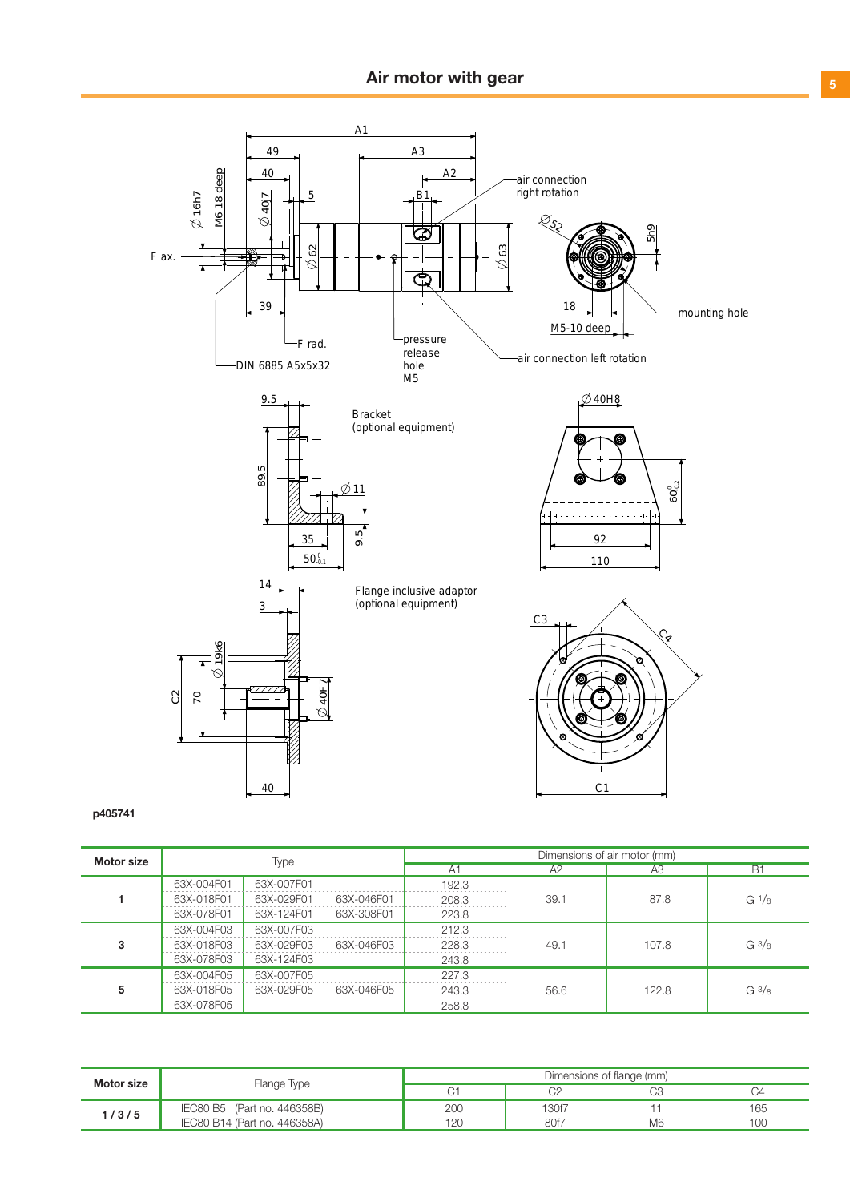# Air motor with gear

A1

49

A3

40

A2

5

B1

air connection right rotation

Ø 16h7

M6 18 deep

Ø 40j7

Ø 52

5h9

F ax.

Ø 62

Ø 63

39

18

mounting hole

M5-10 deep

F rad.

pressure release hole M5

air connection left rotation

DIN 6885 A5x5x32

9.5

Bracket (optional equipment)

Ø 40H8

89.5

Ø 11

60 0 -0.2

35

9.5

92

50 0 -0.1

110

14

Flange inclusive adaptor (optional equipment)

3

C3

C4

Ø 19k6

C2

70

Ø 40F7

40

C1

p405741

| Motor size | Type | | | Dimensions of air motor (mm) | | | |
|---|---|---|---|---|---|---|---|
| | | | | A1 | A2 | A3 | B1 |
| 1 | 63X-004F01 | 63X-007F01 | | 192.3 | 39.1 | 87.8 | G 1/8 |
| | 63X-018F01 | 63X-029F01 | 63X-046F01 | 208.3 | | | |
| | 63X-078F01 | 63X-124F01 | 63X-308F01 | 223.8 | | | |
| 3 | 63X-004F03 | 63X-007F03 | | 212.3 | 49.1 | 107.8 | G 3/8 |
| | 63X-018F03 | 63X-029F03 | 63X-046F03 | 228.3 | | | |
| | 63X-078F03 | 63X-124F03 | | 243.8 | | | |
| 5 | 63X-004F05 | 63X-007F05 | | 227.3 | 56.6 | 122.8 | G 3/8 |
| | 63X-018F05 | 63X-029F05 | 63X-046F05 | 243.3 | | | |
| | 63X-078F05 | | | 258.8 | | | |

| Motor size | Flange Type | Dimensions of flange (mm) | | | |
|---|---|---|---|---|---|
| | | C1 | C2 | C3 | C4 |
| 1 / 3 / 5 | IEC80 B5 (Part no. 446358B) | 200 | 130f7 | 11 | 165 |
| | IEC80 B14 (Part no. 446358A) | 120 | 80f7 | M6 | 100 |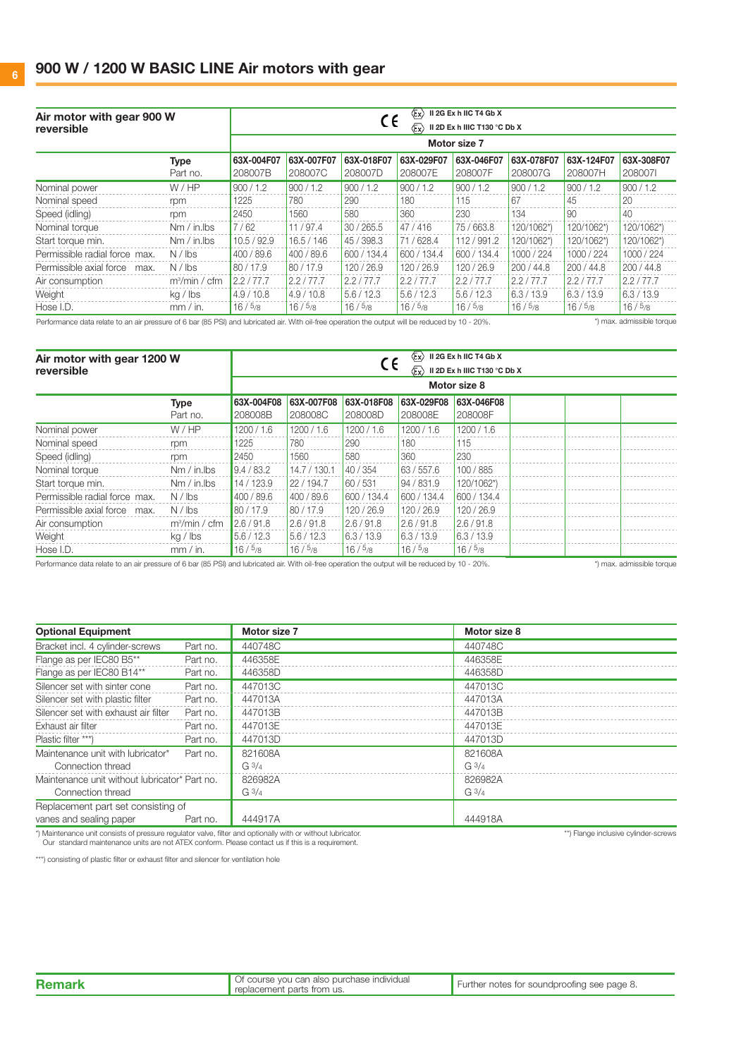# 900 W / 1200 W BASIC LINE Air motors with gear

| Air motor with gear 900 W reversible | | CE ⟨Ex⟩ II 2G Ex h IIC T4 Gb X ⟨Ex⟩ II 2D Ex h IIIC T130 °C Db X | | | | | | | |
|---|---|---|---|---|---|---|---|---|---|
| | | Motor size 7 | | | | | | | |
| | **Type** Part no. | **63X-004F07** 208007B | **63X-007F07** 208007C | **63X-018F07** 208007D | **63X-029F07** 208007E | **63X-046F07** 208007F | **63X-078F07** 208007G | **63X-124F07** 208007H | **63X-308F07** 208007I |
| Nominal power | W / HP | 900 / 1.2 | 900 / 1.2 | 900 / 1.2 | 900 / 1.2 | 900 / 1.2 | 900 / 1.2 | 900 / 1.2 | 900 / 1.2 |
| Nominal speed | rpm | 1225 | 780 | 290 | 180 | 115 | 67 | 45 | 20 |
| Speed (idling) | rpm | 2450 | 1560 | 580 | 360 | 230 | 134 | 90 | 40 |
| Nominal torque | Nm / in.lbs | 7 / 62 | 11 / 97.4 | 30 / 265.5 | 47 / 416 | 75 / 663.8 | 120/1062*) | 120/1062*) | 120/1062*) |
| Start torque min. | Nm / in.lbs | 10.5 / 92.9 | 16.5 / 146 | 45 / 398.3 | 71 / 628.4 | 112 / 991.2 | 120/1062*) | 120/1062*) | 120/1062*) |
| Permissible radial force max. | N / lbs | 400 / 89.6 | 400 / 89.6 | 600 / 134.4 | 600 / 134.4 | 600 / 134.4 | 1000 / 224 | 1000 / 224 | 1000 / 224 |
| Permissible axial force max. | N / lbs | 80 / 17.9 | 80 / 17.9 | 120 / 26.9 | 120 / 26.9 | 120 / 26.9 | 200 / 44.8 | 200 / 44.8 | 200 / 44.8 |
| Air consumption | m³/min / cfm | 2.2 / 77.7 | 2.2 / 77.7 | 2.2 / 77.7 | 2.2 / 77.7 | 2.2 / 77.7 | 2.2 / 77.7 | 2.2 / 77.7 | 2.2 / 77.7 |
| Weight | kg / lbs | 4.9 / 10.8 | 4.9 / 10.8 | 5.6 / 12.3 | 5.6 / 12.3 | 5.6 / 12.3 | 6.3 / 13.9 | 6.3 / 13.9 | 6.3 / 13.9 |
| Hose I.D. | mm / in. | 16 / 5/8 | 16 / 5/8 | 16 / 5/8 | 16 / 5/8 | 16 / 5/8 | 16 / 5/8 | 16 / 5/8 | 16 / 5/8 |

Performance data relate to an air pressure of 6 bar (85 PSI) and lubricated air. With oil-free operation the output will be reduced by 10 - 20%.

*) max. admissible torque

| Air motor with gear 1200 W reversible | | CE ⟨Ex⟩ II 2G Ex h IIC T4 Gb X ⟨Ex⟩ II 2D Ex h IIIC T130 °C Db X | | | | | | | |
|---|---|---|---|---|---|---|---|---|---|
| | | Motor size 8 | | | | | | | |
| | **Type** Part no. | **63X-004F08** 208008B | **63X-007F08** 208008C | **63X-018F08** 208008D | **63X-029F08** 208008E | **63X-046F08** 208008F | | | |
| Nominal power | W / HP | 1200 / 1.6 | 1200 / 1.6 | 1200 / 1.6 | 1200 / 1.6 | 1200 / 1.6 | | | |
| Nominal speed | rpm | 1225 | 780 | 290 | 180 | 115 | | | |
| Speed (idling) | rpm | 2450 | 1560 | 580 | 360 | 230 | | | |
| Nominal torque | Nm / in.lbs | 9.4 / 83.2 | 14.7 / 130.1 | 40 / 354 | 63 / 557.6 | 100 / 885 | | | |
| Start torque min. | Nm / in.lbs | 14 / 123.9 | 22 / 194.7 | 60 / 531 | 94 / 831.9 | 120/1062*) | | | |
| Permissible radial force max. | N / lbs | 400 / 89.6 | 400 / 89.6 | 600 / 134.4 | 600 / 134.4 | 600 / 134.4 | | | |
| Permissible axial force max. | N / lbs | 80 / 17.9 | 80 / 17.9 | 120 / 26.9 | 120 / 26.9 | 120 / 26.9 | | | |
| Air consumption | m³/min / cfm | 2.6 / 91.8 | 2.6 / 91.8 | 2.6 / 91.8 | 2.6 / 91.8 | 2.6 / 91.8 | | | |
| Weight | kg / lbs | 5.6 / 12.3 | 5.6 / 12.3 | 6.3 / 13.9 | 6.3 / 13.9 | 6.3 / 13.9 | | | |
| Hose I.D. | mm / in. | 16 / 5/8 | 16 / 5/8 | 16 / 5/8 | 16 / 5/8 | 16 / 5/8 | | | |

Performance data relate to an air pressure of 6 bar (85 PSI) and lubricated air. With oil-free operation the output will be reduced by 10 - 20%.

*) max. admissible torque

| Optional Equipment | | Motor size 7 | Motor size 8 |
|---|---|---|---|
| Bracket incl. 4 cylinder-screws | Part no. | 440748C | 440748C |
| Flange as per IEC80 B5** | Part no. | 446358E | 446358E |
| Flange as per IEC80 B14** | Part no. | 446358D | 446358D |
| Silencer set with sinter cone | Part no. | 447013C | 447013C |
| Silencer set with plastic filter | Part no. | 447013A | 447013A |
| Silencer set with exhaust air filter | Part no. | 447013B | 447013B |
| Exhaust air filter | Part no. | 447013E | 447013E |
| Plastic filter ***) | Part no. | 447013D | 447013D |
| Maintenance unit with lubricator* | Part no. | 821608A | 821608A |
| Connection thread | | G 3/4 | G 3/4 |
| Maintenance unit without lubricator* | Part no. | 826982A | 826982A |
| Connection thread | | G 3/4 | G 3/4 |
| Replacement part set consisting of vanes and sealing paper | Part no. | 444917A | 444918A |

*) Maintenance unit consists of pressure regulator valve, filter and optionally with or without lubricator.
Our standard maintenance units are not ATEX conform. Please contact us if this is a requirement.

**) Flange inclusive cylinder-screws

***) consisting of plastic filter or exhaust filter and silencer for ventilation hole

| | | |
|---|---|---|
| **Remark** | Of course you can also purchase individual replacement parts from us. | Further notes for soundproofing see page 8. |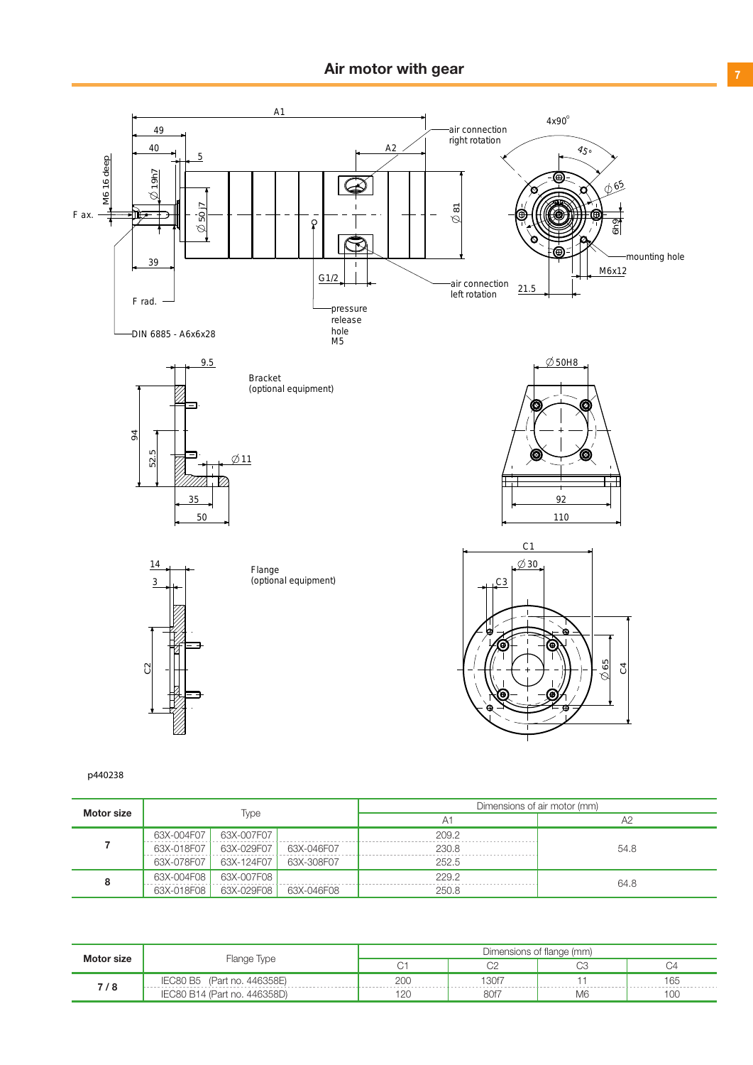# Air motor with gear

A1

49

40

5

A2

air connection right rotation

4x90°

45°

M6 16 deep

∅ 19h7

∅ 50 j7

∅ 81

∅ 65

6h9

F ax.

39

F rad.

DIN 6885 - A6x6x28

G1/2

pressure release hole M5

air connection left rotation

21.5

M6x12

mounting hole

9.5

Bracket (optional equipment)

94

52.5

∅ 11

35

50

∅ 50H8

92

110

14

3

Flange (optional equipment)

C2

C1

∅ 30

C3

∅ 65

C4

p440238

| Motor size | Type | | | Dimensions of air motor (mm) | |
|---|---|---|---|---|---|
| | | | | A1 | A2 |
| 7 | 63X-004F07 | 63X-007F07 | | 209.2 | 54.8 |
| | 63X-018F07 | 63X-029F07 | 63X-046F07 | 230.8 | |
| | 63X-078F07 | 63X-124F07 | 63X-308F07 | 252.5 | |
| 8 | 63X-004F08 | 63X-007F08 | | 229.2 | 64.8 |
| | 63X-018F08 | 63X-029F08 | 63X-046F08 | 250.8 | |

| Motor size | Flange Type | Dimensions of flange (mm) | | | |
|---|---|---|---|---|---|
| | | C1 | C2 | C3 | C4 |
| 7 / 8 | IEC80 B5 (Part no. 446358E) | 200 | 130f7 | 11 | 165 |
| | IEC80 B14 (Part no. 446358D) | 120 | 80f7 | M6 | 100 |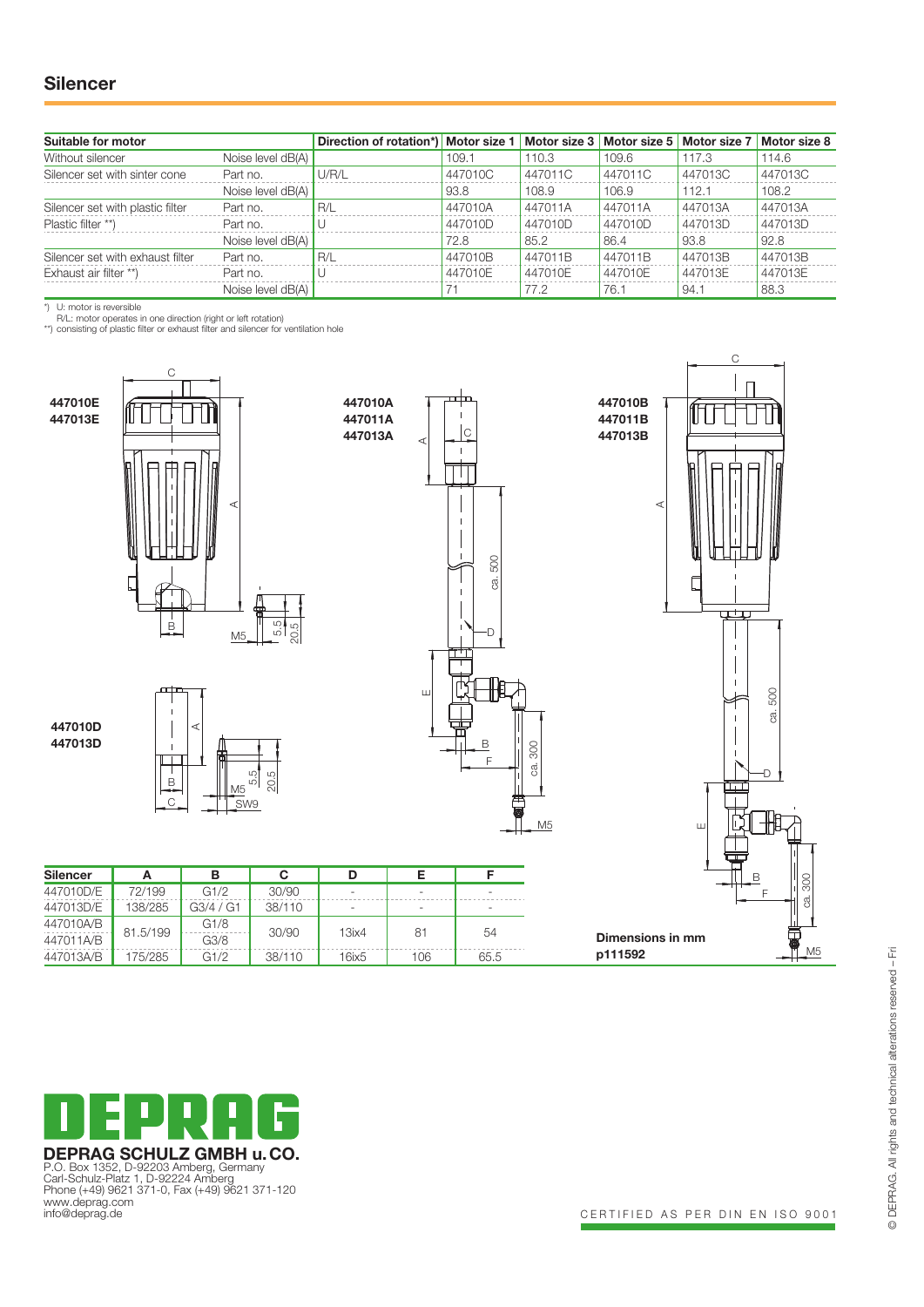## Silencer

| Suitable for motor | | Direction of rotation*) | Motor size 1 | Motor size 3 | Motor size 5 | Motor size 7 | Motor size 8 |
|---|---|---|---|---|---|---|---|
| Without silencer | Noise level dB(A) | | 109.1 | 110.3 | 109.6 | 117.3 | 114.6 |
| Silencer set with sinter cone | Part no. | U/R/L | 447010C | 447011C | 447011C | 447013C | 447013C |
| | Noise level dB(A) | | 93.8 | 108.9 | 106.9 | 112.1 | 108.2 |
| Silencer set with plastic filter | Part no. | R/L | 447010A | 447011A | 447011A | 447013A | 447013A |
| Plastic filter **) | Part no. | U | 447010D | 447010D | 447010D | 447013D | 447013D |
| | Noise level dB(A) | | 72.8 | 85.2 | 86.4 | 93.8 | 92.8 |
| Silencer set with exhaust filter | Part no. | R/L | 447010B | 447011B | 447011B | 447013B | 447013B |
| Exhaust air filter **) | Part no. | U | 447010E | 447010E | 447010E | 447013E | 447013E |
| | Noise level dB(A) | | 71 | 77.2 | 76.1 | 94.1 | 88.3 |

*) U: motor is reversible
R/L: motor operates in one direction (right or left rotation)
**) consisting of plastic filter or exhaust filter and silencer for ventilation hole

447010E
447013E

447010A
447011A
447013A

447010B
447011B
447013B

447010D
447013D

| Silencer | A | B | C | D | E | F |
|---|---|---|---|---|---|---|
| 447010D/E | 72/199 | G1/2 | 30/90 | - | - | - |
| 447013D/E | 138/285 | G3/4 / G1 | 38/110 | - | - | - |
| 447010A/B | 81.5/199 | G1/8 | 30/90 | 13ix4 | 81 | 54 |
| 447011A/B | 81.5/199 | G3/8 | 30/90 | 13ix4 | 81 | 54 |
| 447013A/B | 175/285 | G1/2 | 38/110 | 16ix5 | 106 | 65.5 |

Dimensions in mm
p111592

**DEPRAG SCHULZ GMBH u. CO.**
P.O. Box 1352, D-92203 Amberg, Germany
Carl-Schulz-Platz 1, D-92224 Amberg
Phone (+49) 9621 371-0, Fax (+49) 9621 371-120
www.deprag.com
info@deprag.de

CERTIFIED AS PER DIN EN ISO 9001

© DEPRAG. All rights and technical alterations reserved – Fri